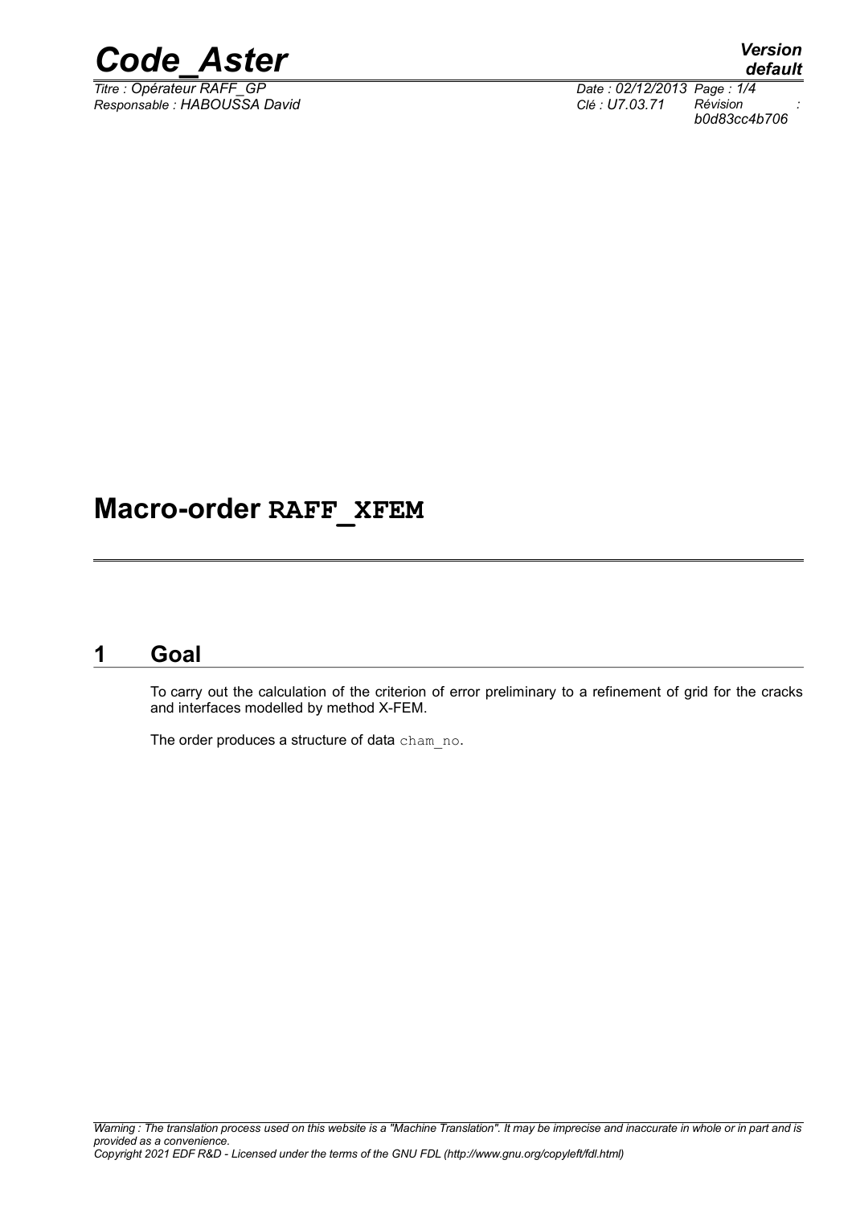# Macro-order RAFF_XFEM

## 1 Goal

To carry out the calculation of the criterion of error preliminary to a refinement of grid for the cracks and interfaces modelled by method X-FEM.

The order produces a structure of data cham_no.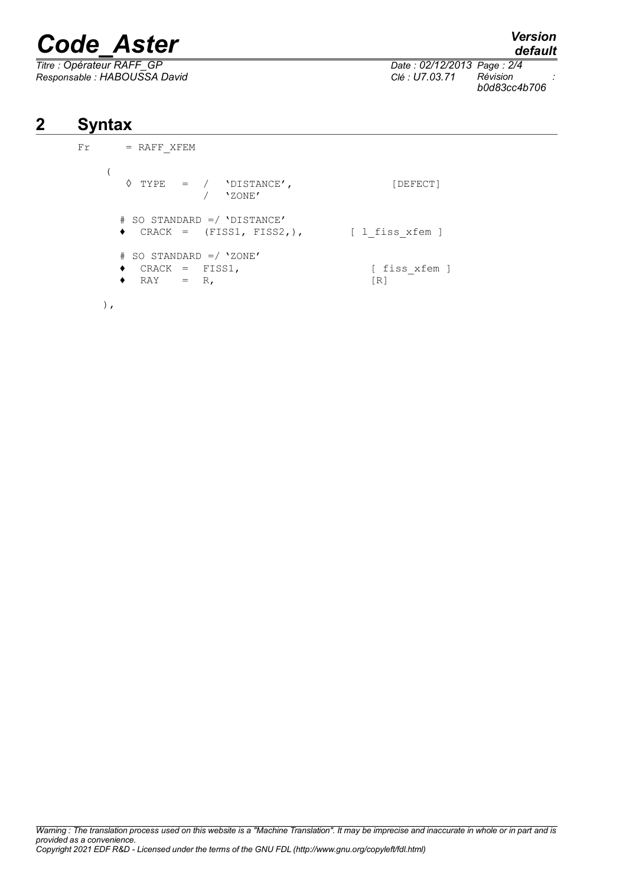# 2 Syntax

```
Fr      = RAFF_XFEM

     (
       ◊ TYPE   =  /   'DISTANCE',                    [DEFECT]
                   /   'ZONE'

       # SO STANDARD =/ 'DISTANCE'
       ♦  CRACK  =   (FISS1, FISS2,),          [ l_fiss_xfem ]

       # SO STANDARD =/ 'ZONE'
       ♦  CRACK  =  FISS1,                        [ fiss_xfem ]
       ♦  RAY    =  R,                            [R]

     ),
```

*Warning : The translation process used on this website is a "Machine Translation". It may be imprecise and inaccurate in whole or in part and is provided as a convenience.*
*Copyright 2021 EDF R&D - Licensed under the terms of the GNU FDL (http://www.gnu.org/copyleft/fdl.html)*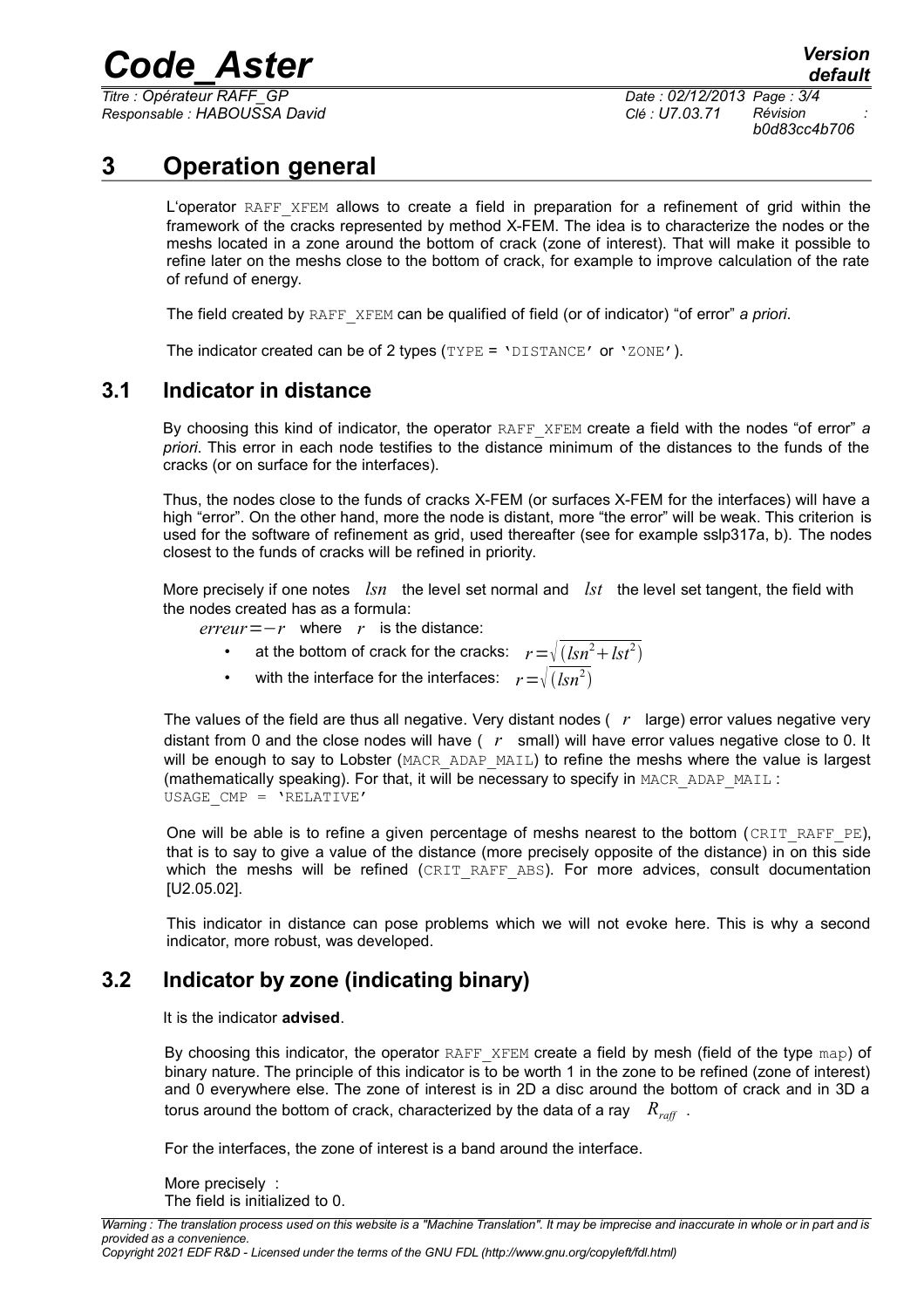# 3 Operation general

L'operator RAFF_XFEM allows to create a field in preparation for a refinement of grid within the framework of the cracks represented by method X-FEM. The idea is to characterize the nodes or the meshs located in a zone around the bottom of crack (zone of interest). That will make it possible to refine later on the meshs close to the bottom of crack, for example to improve calculation of the rate of refund of energy.

The field created by RAFF_XFEM can be qualified of field (or of indicator) "of error" *a priori*.

The indicator created can be of 2 types (TYPE = 'DISTANCE' or 'ZONE').

## 3.1 Indicator in distance

By choosing this kind of indicator, the operator RAFF_XFEM create a field with the nodes "of error" *a priori*. This error in each node testifies to the distance minimum of the distances to the funds of the cracks (or on surface for the interfaces).

Thus, the nodes close to the funds of cracks X-FEM (or surfaces X-FEM for the interfaces) will have a high "error". On the other hand, more the node is distant, more "the error" will be weak. This criterion is used for the software of refinement as grid, used thereafter (see for example sslp317a, b). The nodes closest to the funds of cracks will be refined in priority.

More precisely if one notes $lsn$ the level set normal and $lst$ the level set tangent, the field with the nodes created has as a formula:

$erreur = -r$ where $r$ is the distance:

- at the bottom of crack for the cracks: $r = \sqrt{(lsn^2 + lst^2)}$
- with the interface for the interfaces: $r = \sqrt{(lsn^2)}$

The values of the field are thus all negative. Very distant nodes ( $r$ large) error values negative very distant from 0 and the close nodes will have ( $r$ small) will have error values negative close to 0. It will be enough to say to Lobster (MACR_ADAP_MAIL) to refine the meshs where the value is largest (mathematically speaking). For that, it will be necessary to specify in MACR_ADAP_MAIL : USAGE_CMP = 'RELATIVE'

One will be able is to refine a given percentage of meshs nearest to the bottom (CRIT_RAFF_PE), that is to say to give a value of the distance (more precisely opposite of the distance) in on this side which the meshs will be refined (CRIT_RAFF_ABS). For more advices, consult documentation [U2.05.02].

This indicator in distance can pose problems which we will not evoke here. This is why a second indicator, more robust, was developed.

## 3.2 Indicator by zone (indicating binary)

It is the indicator **advised**.

By choosing this indicator, the operator RAFF_XFEM create a field by mesh (field of the type map) of binary nature. The principle of this indicator is to be worth 1 in the zone to be refined (zone of interest) and 0 everywhere else. The zone of interest is in 2D a disc around the bottom of crack and in 3D a torus around the bottom of crack, characterized by the data of a ray $R_{raff}$ .

For the interfaces, the zone of interest is a band around the interface.

More precisely :
The field is initialized to 0.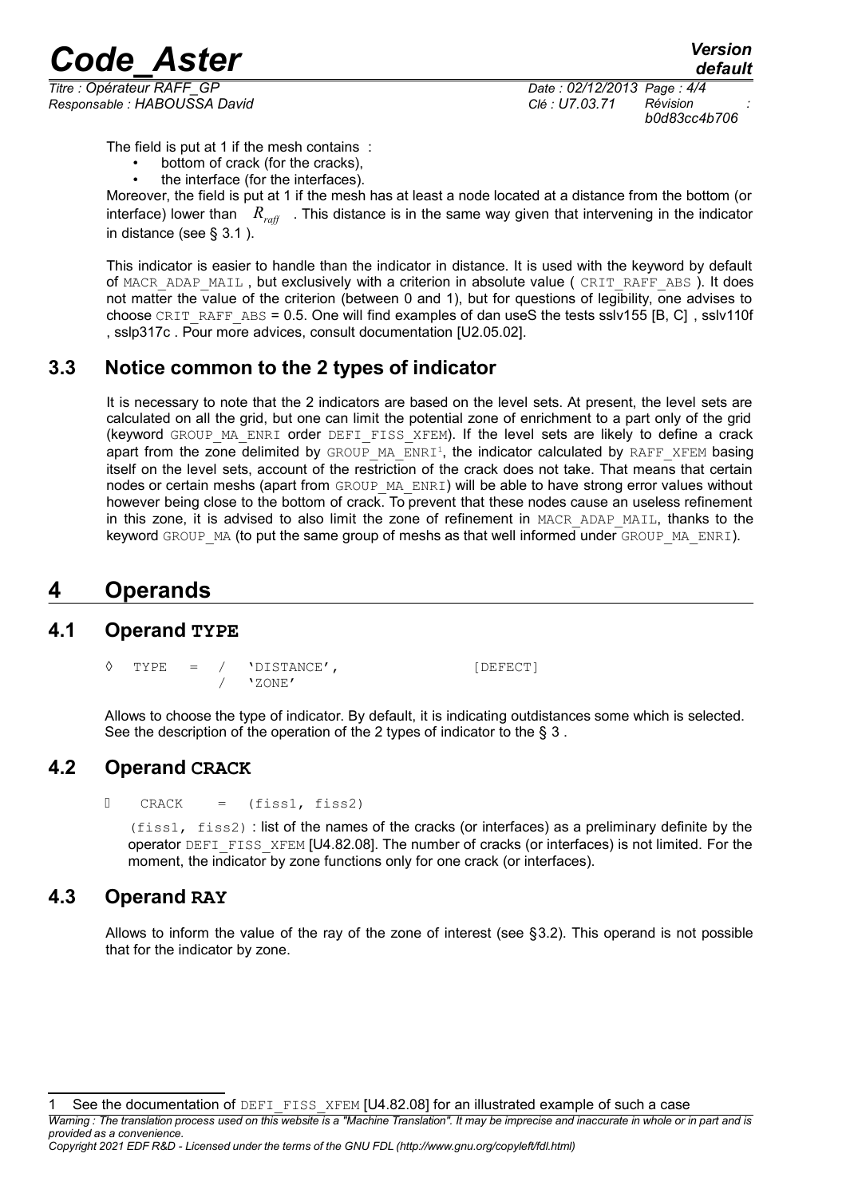The field is put at 1 if the mesh contains :

- bottom of crack (for the cracks),
- the interface (for the interfaces).

Moreover, the field is put at 1 if the mesh has at least a node located at a distance from the bottom (or interface) lower than $R_{raff}$ . This distance is in the same way given that intervening in the indicator in distance (see § 3.1 ).

This indicator is easier to handle than the indicator in distance. It is used with the keyword by default of MACR_ADAP_MAIL , but exclusively with a criterion in absolute value ( CRIT_RAFF_ABS ). It does not matter the value of the criterion (between 0 and 1), but for questions of legibility, one advises to choose CRIT_RAFF_ABS = 0.5. One will find examples of dan useS the tests sslv155 [B, C] , sslv110f , sslp317c . Pour more advices, consult documentation [U2.05.02].

## 3.3 Notice common to the 2 types of indicator

It is necessary to note that the 2 indicators are based on the level sets. At present, the level sets are calculated on all the grid, but one can limit the potential zone of enrichment to a part only of the grid (keyword GROUP_MA_ENRI order DEFI_FISS_XFEM). If the level sets are likely to define a crack apart from the zone delimited by GROUP_MA_ENRI[1], the indicator calculated by RAFF_XFEM basing itself on the level sets, account of the restriction of the crack does not take. That means that certain nodes or certain meshs (apart from GROUP_MA_ENRI) will be able to have strong error values without however being close to the bottom of crack. To prevent that these nodes cause an useless refinement in this zone, it is advised to also limit the zone of refinement in MACR_ADAP_MAIL, thanks to the keyword GROUP_MA (to put the same group of meshs as that well informed under GROUP_MA_ENRI).

# 4 Operands

## 4.1 Operand TYPE

```
◊  TYPE  =  /  'DISTANCE',              [DEFECT]
            /  'ZONE'
```

Allows to choose the type of indicator. By default, it is indicating outdistances some which is selected. See the description of the operation of the 2 types of indicator to the § 3 .

## 4.2 Operand CRACK

```
  CRACK    =  (fiss1, fiss2)
```

(fiss1, fiss2) : list of the names of the cracks (or interfaces) as a preliminary definite by the operator DEFI_FISS_XFEM [U4.82.08]. The number of cracks (or interfaces) is not limited. For the moment, the indicator by zone functions only for one crack (or interfaces).

## 4.3 Operand RAY

Allows to inform the value of the ray of the zone of interest (see §3.2). This operand is not possible that for the indicator by zone.

[1] See the documentation of DEFI_FISS_XFEM [U4.82.08] for an illustrated example of such a case